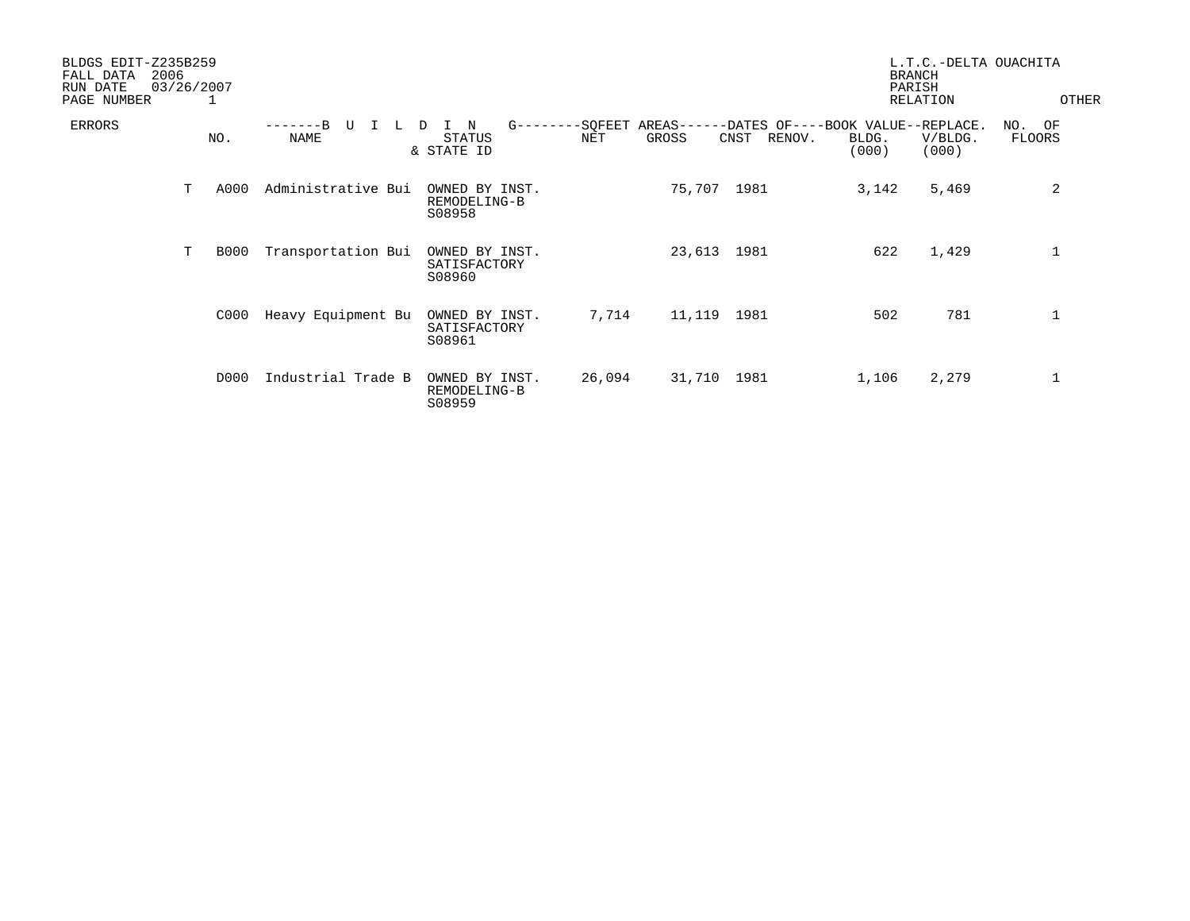BLDGS EDIT-Z235B259
FALL DATA 2006
RUN DATE 03/26/2007
PAGE NUMBER 1

L.T.C.-DELTA OUACHITA
BRANCH
PARISH
RELATION
OTHER

| ERRORS | NO. | BUILDING NAME | STATUS & STATE ID | SQFEET AREAS NET | SQFEET AREAS GROSS | DATES OF CNST | DATES OF RENOV. | BOOK VALUE BLDG. (000) | REPLACE. V/BLDG. (000) | NO. OF FLOORS |
|---|---|---|---|---|---|---|---|---|---|---|
| T | A000 | Administrative Bui | OWNED BY INST. REMODELING-B S08958 | | 75,707 | 1981 | | 3,142 | 5,469 | 2 |
| T | B000 | Transportation Bui | OWNED BY INST. SATISFACTORY S08960 | | 23,613 | 1981 | | 622 | 1,429 | 1 |
| | C000 | Heavy Equipment Bu | OWNED BY INST. SATISFACTORY S08961 | 7,714 | 11,119 | 1981 | | 502 | 781 | 1 |
| | D000 | Industrial Trade B | OWNED BY INST. REMODELING-B S08959 | 26,094 | 31,710 | 1981 | | 1,106 | 2,279 | 1 |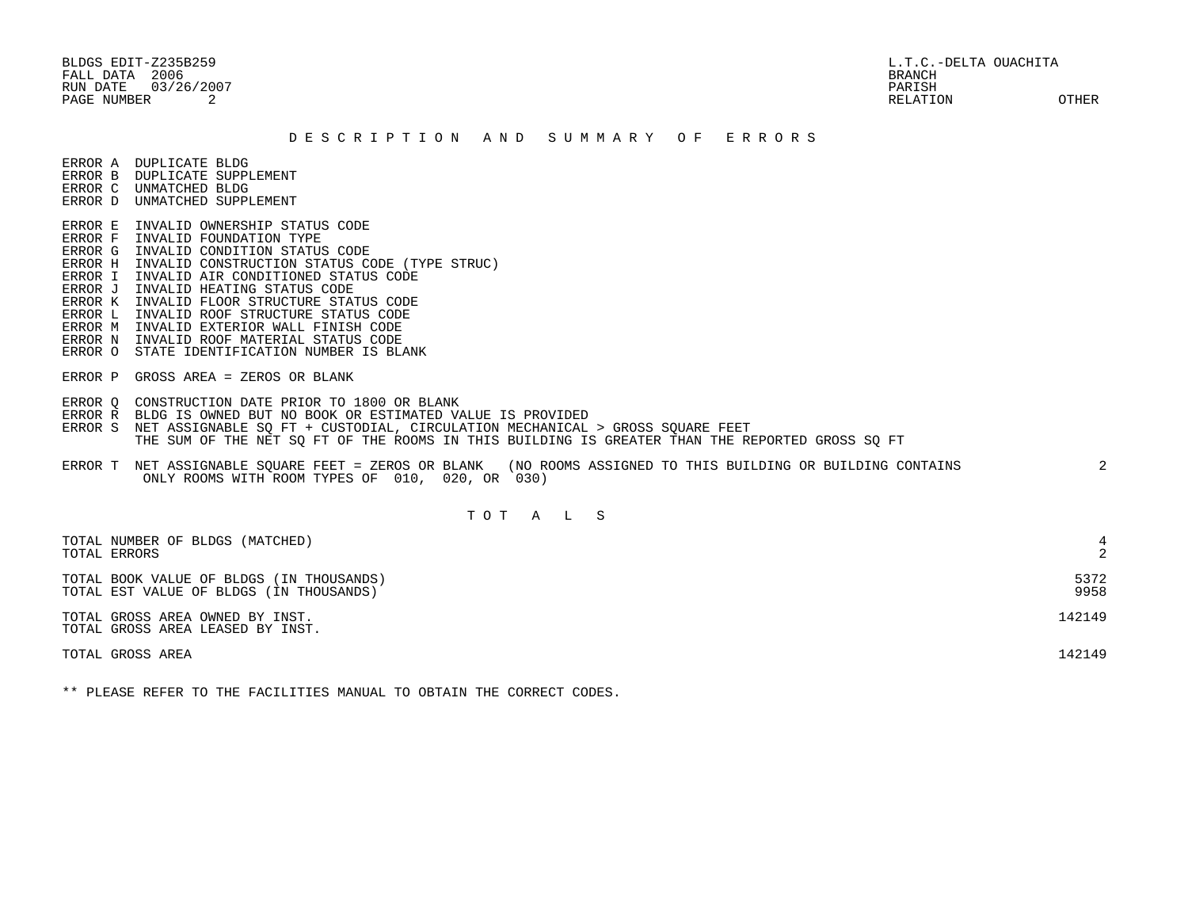BLDGS EDIT-Z235B259
FALL DATA 2006
RUN DATE 03/26/2007
PAGE NUMBER 2

L.T.C.-DELTA OUACHITA
BRANCH
PARISH
RELATION OTHER

## D E S C R I P T I O N   A N D   S U M M A R Y   O F   E R R O R S

| | | |
|---|---|---|
| ERROR A | DUPLICATE BLDG | |
| ERROR B | DUPLICATE SUPPLEMENT | |
| ERROR C | UNMATCHED BLDG | |
| ERROR D | UNMATCHED SUPPLEMENT | |
| ERROR E | INVALID OWNERSHIP STATUS CODE | |
| ERROR F | INVALID FOUNDATION TYPE | |
| ERROR G | INVALID CONDITION STATUS CODE | |
| ERROR H | INVALID CONSTRUCTION STATUS CODE (TYPE STRUC) | |
| ERROR I | INVALID AIR CONDITIONED STATUS CODE | |
| ERROR J | INVALID HEATING STATUS CODE | |
| ERROR K | INVALID FLOOR STRUCTURE STATUS CODE | |
| ERROR L | INVALID ROOF STRUCTURE STATUS CODE | |
| ERROR M | INVALID EXTERIOR WALL FINISH CODE | |
| ERROR N | INVALID ROOF MATERIAL STATUS CODE | |
| ERROR O | STATE IDENTIFICATION NUMBER IS BLANK | |
| ERROR P | GROSS AREA = ZEROS OR BLANK | |
| ERROR Q | CONSTRUCTION DATE PRIOR TO 1800 OR BLANK | |
| ERROR R | BLDG IS OWNED BUT NO BOOK OR ESTIMATED VALUE IS PROVIDED | |
| ERROR S | NET ASSIGNABLE SQ FT + CUSTODIAL, CIRCULATION MECHANICAL > GROSS SQUARE FEET THE SUM OF THE NET SQ FT OF THE ROOMS IN THIS BUILDING IS GREATER THAN THE REPORTED GROSS SQ FT | |
| ERROR T | NET ASSIGNABLE SQUARE FEET = ZEROS OR BLANK (NO ROOMS ASSIGNED TO THIS BUILDING OR BUILDING CONTAINS ONLY ROOMS WITH ROOM TYPES OF 010, 020, OR 030) | 2 |

## T O T A L S

| | |
|---|---|
| TOTAL NUMBER OF BLDGS (MATCHED) | 4 |
| TOTAL ERRORS | 2 |
| TOTAL BOOK VALUE OF BLDGS (IN THOUSANDS) | 5372 |
| TOTAL EST VALUE OF BLDGS (IN THOUSANDS) | 9958 |
| TOTAL GROSS AREA OWNED BY INST. | 142149 |
| TOTAL GROSS AREA LEASED BY INST. | |
| TOTAL GROSS AREA | 142149 |

** PLEASE REFER TO THE FACILITIES MANUAL TO OBTAIN THE CORRECT CODES.